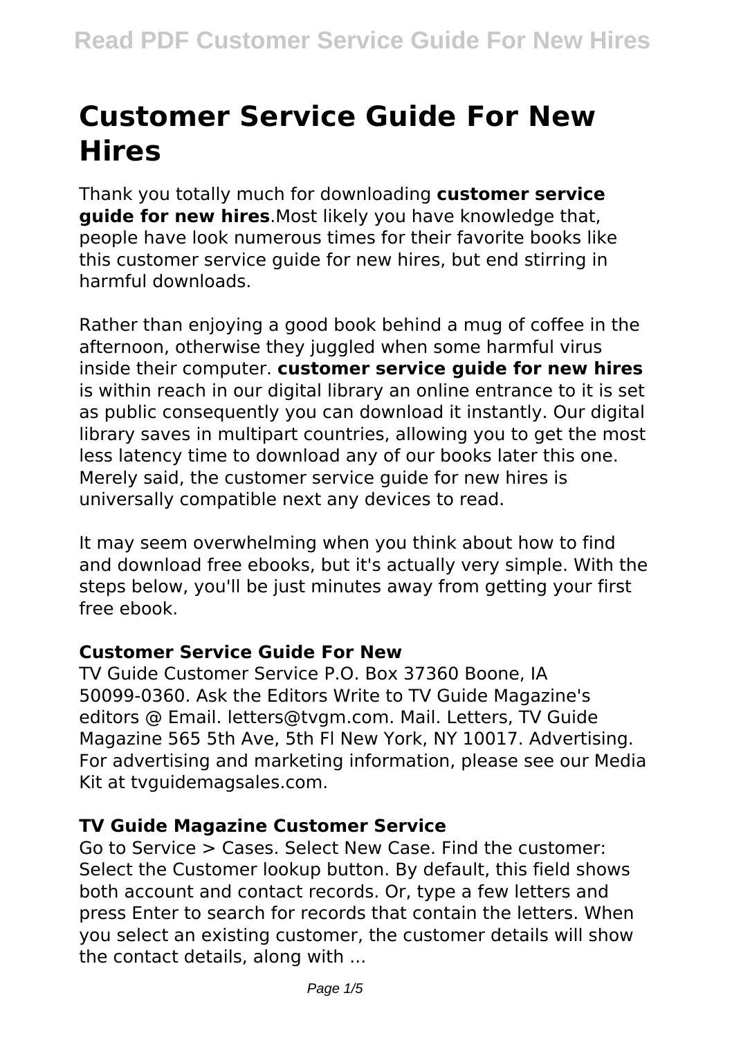# Customer Service Guide For New Hires

Thank you totally much for downloading **customer service guide for new hires**.Most likely you have knowledge that, people have look numerous times for their favorite books like this customer service guide for new hires, but end stirring in harmful downloads.

Rather than enjoying a good book behind a mug of coffee in the afternoon, otherwise they juggled when some harmful virus inside their computer. **customer service guide for new hires** is within reach in our digital library an online entrance to it is set as public consequently you can download it instantly. Our digital library saves in multipart countries, allowing you to get the most less latency time to download any of our books later this one. Merely said, the customer service guide for new hires is universally compatible next any devices to read.

It may seem overwhelming when you think about how to find and download free ebooks, but it's actually very simple. With the steps below, you'll be just minutes away from getting your first free ebook.

### Customer Service Guide For New

TV Guide Customer Service P.O. Box 37360 Boone, IA 50099-0360. Ask the Editors Write to TV Guide Magazine's editors @ Email. letters@tvgm.com. Mail. Letters, TV Guide Magazine 565 5th Ave, 5th Fl New York, NY 10017. Advertising. For advertising and marketing information, please see our Media Kit at tvguidemagsales.com.

### TV Guide Magazine Customer Service

Go to Service > Cases. Select New Case. Find the customer: Select the Customer lookup button. By default, this field shows both account and contact records. Or, type a few letters and press Enter to search for records that contain the letters. When you select an existing customer, the customer details will show the contact details, along with ...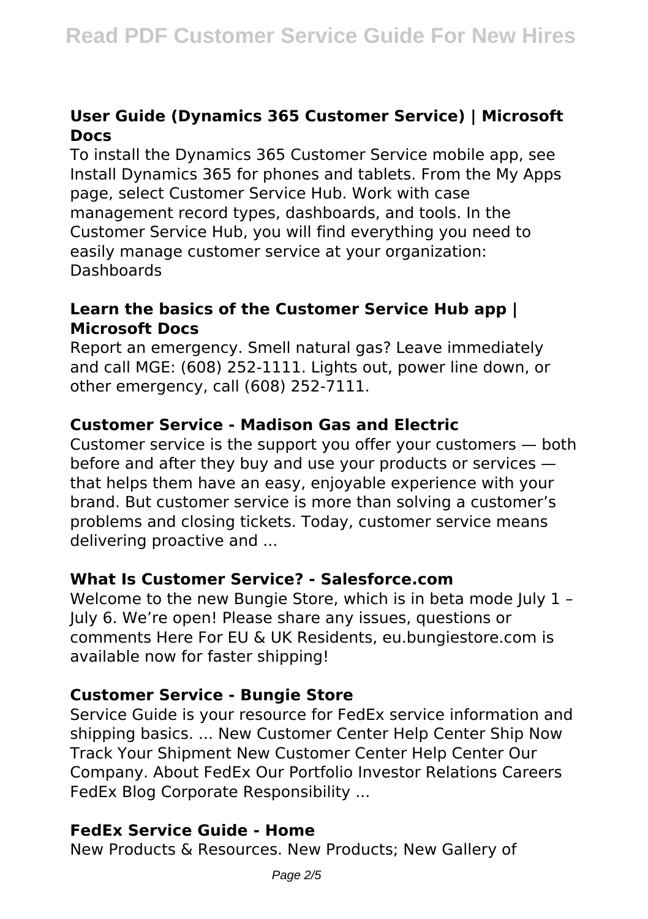### User Guide (Dynamics 365 Customer Service) | Microsoft Docs

To install the Dynamics 365 Customer Service mobile app, see Install Dynamics 365 for phones and tablets. From the My Apps page, select Customer Service Hub. Work with case management record types, dashboards, and tools. In the Customer Service Hub, you will find everything you need to easily manage customer service at your organization: Dashboards

### Learn the basics of the Customer Service Hub app | Microsoft Docs

Report an emergency. Smell natural gas? Leave immediately and call MGE: (608) 252-1111. Lights out, power line down, or other emergency, call (608) 252-7111.

### Customer Service - Madison Gas and Electric

Customer service is the support you offer your customers — both before and after they buy and use your products or services — that helps them have an easy, enjoyable experience with your brand. But customer service is more than solving a customer's problems and closing tickets. Today, customer service means delivering proactive and ...

### What Is Customer Service? - Salesforce.com

Welcome to the new Bungie Store, which is in beta mode July 1 – July 6. We're open! Please share any issues, questions or comments Here For EU & UK Residents, eu.bungiestore.com is available now for faster shipping!

### Customer Service - Bungie Store

Service Guide is your resource for FedEx service information and shipping basics. ... New Customer Center Help Center Ship Now Track Your Shipment New Customer Center Help Center Our Company. About FedEx Our Portfolio Investor Relations Careers FedEx Blog Corporate Responsibility ...

### FedEx Service Guide - Home

New Products & Resources. New Products; New Gallery of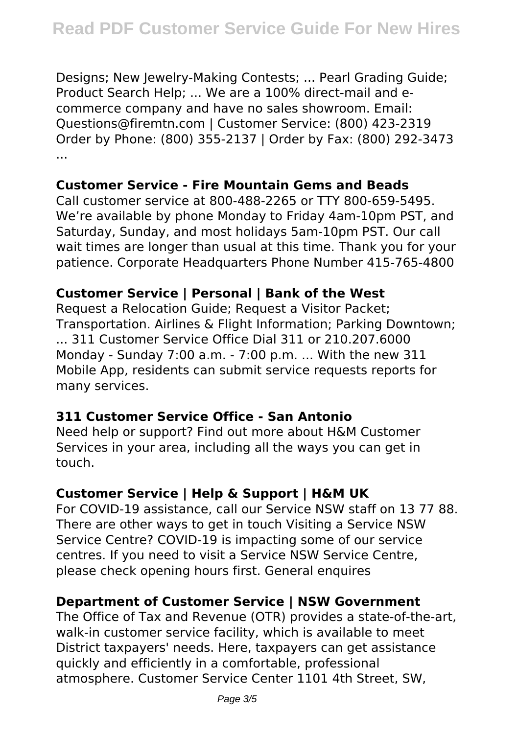Designs; New Jewelry-Making Contests; ... Pearl Grading Guide; Product Search Help; ... We are a 100% direct-mail and e-commerce company and have no sales showroom. Email: Questions@firemtn.com | Customer Service: (800) 423-2319 Order by Phone: (800) 355-2137 | Order by Fax: (800) 292-3473 ...

### Customer Service - Fire Mountain Gems and Beads

Call customer service at 800-488-2265 or TTY 800-659-5495. We're available by phone Monday to Friday 4am-10pm PST, and Saturday, Sunday, and most holidays 5am-10pm PST. Our call wait times are longer than usual at this time. Thank you for your patience. Corporate Headquarters Phone Number 415-765-4800

### Customer Service | Personal | Bank of the West

Request a Relocation Guide; Request a Visitor Packet; Transportation. Airlines & Flight Information; Parking Downtown; ... 311 Customer Service Office Dial 311 or 210.207.6000 Monday - Sunday 7:00 a.m. - 7:00 p.m. ... With the new 311 Mobile App, residents can submit service requests reports for many services.

### 311 Customer Service Office - San Antonio

Need help or support? Find out more about H&M Customer Services in your area, including all the ways you can get in touch.

### Customer Service | Help & Support | H&M UK

For COVID-19 assistance, call our Service NSW staff on 13 77 88. There are other ways to get in touch Visiting a Service NSW Service Centre? COVID-19 is impacting some of our service centres. If you need to visit a Service NSW Service Centre, please check opening hours first. General enquires

### Department of Customer Service | NSW Government

The Office of Tax and Revenue (OTR) provides a state-of-the-art, walk-in customer service facility, which is available to meet District taxpayers' needs. Here, taxpayers can get assistance quickly and efficiently in a comfortable, professional atmosphere. Customer Service Center 1101 4th Street, SW,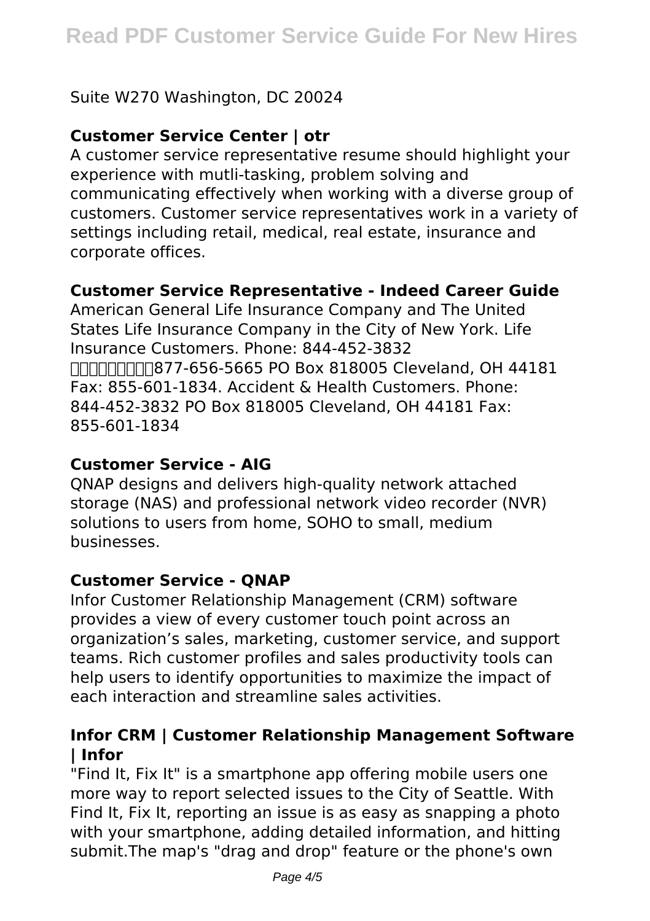Suite W270 Washington, DC 20024

## Customer Service Center | otr

A customer service representative resume should highlight your experience with mutli-tasking, problem solving and communicating effectively when working with a diverse group of customers. Customer service representatives work in a variety of settings including retail, medical, real estate, insurance and corporate offices.

## Customer Service Representative - Indeed Career Guide

American General Life Insurance Company and The United States Life Insurance Company in the City of New York. Life Insurance Customers. Phone: 844-452-3832 □□□□□□□□□877-656-5665 PO Box 818005 Cleveland, OH 44181 Fax: 855-601-1834. Accident & Health Customers. Phone: 844-452-3832 PO Box 818005 Cleveland, OH 44181 Fax: 855-601-1834

## Customer Service - AIG

QNAP designs and delivers high-quality network attached storage (NAS) and professional network video recorder (NVR) solutions to users from home, SOHO to small, medium businesses.

## Customer Service - QNAP

Infor Customer Relationship Management (CRM) software provides a view of every customer touch point across an organization's sales, marketing, customer service, and support teams. Rich customer profiles and sales productivity tools can help users to identify opportunities to maximize the impact of each interaction and streamline sales activities.

## Infor CRM | Customer Relationship Management Software | Infor

"Find It, Fix It" is a smartphone app offering mobile users one more way to report selected issues to the City of Seattle. With Find It, Fix It, reporting an issue is as easy as snapping a photo with your smartphone, adding detailed information, and hitting submit.The map's "drag and drop" feature or the phone's own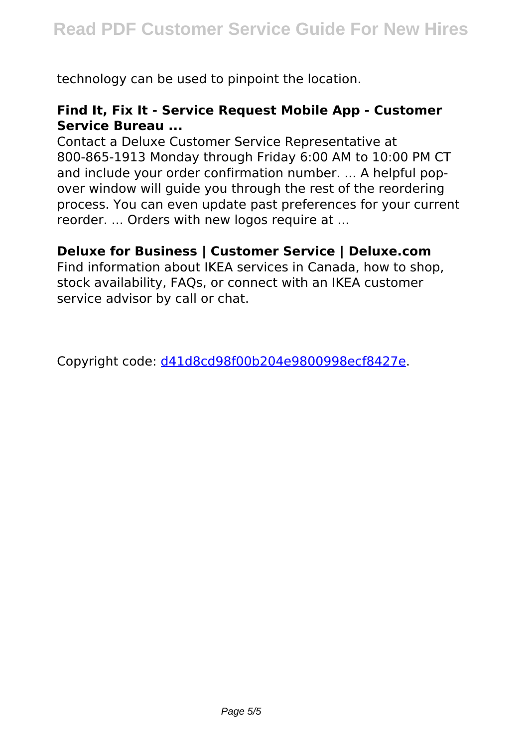technology can be used to pinpoint the location.

**Find It, Fix It - Service Request Mobile App - Customer Service Bureau ...**

Contact a Deluxe Customer Service Representative at 800-865-1913 Monday through Friday 6:00 AM to 10:00 PM CT and include your order confirmation number. ... A helpful pop-over window will guide you through the rest of the reordering process. You can even update past preferences for your current reorder. ... Orders with new logos require at ...

**Deluxe for Business | Customer Service | Deluxe.com**

Find information about IKEA services in Canada, how to shop, stock availability, FAQs, or connect with an IKEA customer service advisor by call or chat.

Copyright code: d41d8cd98f00b204e9800998ecf8427e.